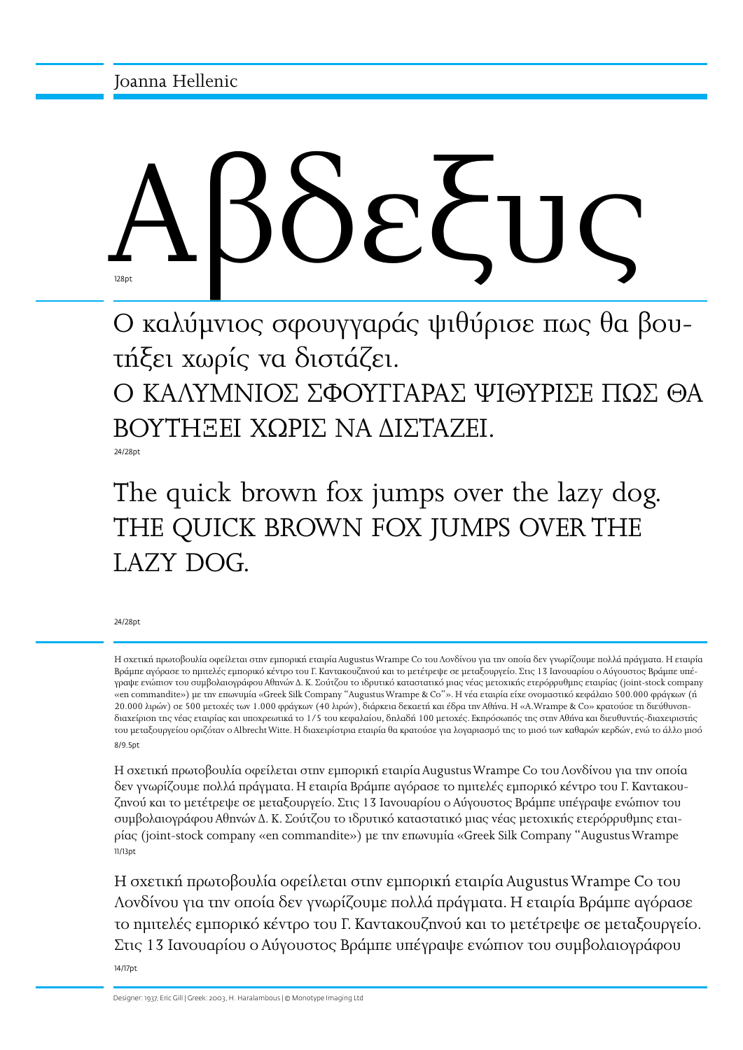# Joanna Hellenic

Αβδεξυς

128pt

Ο καλύμνιος σφουγγαράς ψιθύρισε πως θα βουτήξει χωρίς να διστάζει.
Ο ΚΑΛΥΜΝΙΟΣ ΣΦΟΥΓΓΑΡΑΣ ΨΙΘΥΡΙΣΕ ΠΩΣ ΘΑ ΒΟΥΤΗΞΕΙ ΧΩΡΙΣ ΝΑ ΔΙΣΤΑΖΕΙ.

24/28pt

The quick brown fox jumps over the lazy dog.
THE QUICK BROWN FOX JUMPS OVER THE LAZY DOG.

24/28pt

Η σχετική πρωτοβουλία οφείλεται στην εμπορική εταιρία Augustus Wrampe Co του Λονδίνου για την οποία δεν γνωρίζουμε πολλά πράγματα. Η εταιρία Βράμπε αγόρασε το ημιτελές εμπορικό κέντρο του Γ. Καντακουζηνού και το μετέτρεψε σε μεταξουργείο. Στις 13 Ιανουαρίου ο Αύγουστος Βράμπε υπέγραψε ενώπιον του συμβολαιογράφου Αθηνών Δ. Κ. Σούτζου το ιδρυτικό καταστατικό μιας νέας μετοχικής ετερόρρυθμης εταιρίας (joint-stock company «en commandite») με την επωνυμία «Greek Silk Company "Augustus Wrampe & Co"». Η νέα εταιρία είχε ονομαστικό κεφάλαιο 500.000 φράγκων (ή 20.000 λιρών) σε 500 μετοχές των 1.000 φράγκων (40 λιρών), διάρκεια δεκαετή και έδρα την Αθήνα. Η «A.Wrampe & Co» κρατούσε τη διεύθυνση-διαχείριση της νέας εταιρίας και υποχρεωτικά το 1/5 του κεφαλαίου, δηλαδή 100 μετοχές. Εκπρόσωπός της στην Αθήνα και διευθυντής-διαχειριστής του μεταξουργείου οριζόταν ο Albrecht Witte. Η διαχειρίστρια εταιρία θα κρατούσε για λογαριασμό της το μισό των καθαρών κερδών, ενώ το άλλο μισό

8/9.5pt

Η σχετική πρωτοβουλία οφείλεται στην εμπορική εταιρία Augustus Wrampe Co του Λονδίνου για την οποία δεν γνωρίζουμε πολλά πράγματα. Η εταιρία Βράμπε αγόρασε το ημιτελές εμπορικό κέντρο του Γ. Καντακουζηνού και το μετέτρεψε σε μεταξουργείο. Στις 13 Ιανουαρίου ο Αύγουστος Βράμπε υπέγραψε ενώπιον του συμβολαιογράφου Αθηνών Δ. Κ. Σούτζου το ιδρυτικό καταστατικό μιας νέας μετοχικής ετερόρρυθμης εταιρίας (joint-stock company «en commandite») με την επωνυμία «Greek Silk Company "Augustus Wrampe

11/13pt

Η σχετική πρωτοβουλία οφείλεται στην εμπορική εταιρία Augustus Wrampe Co του Λονδίνου για την οποία δεν γνωρίζουμε πολλά πράγματα. Η εταιρία Βράμπε αγόρασε το ημιτελές εμπορικό κέντρο του Γ. Καντακουζηνού και το μετέτρεψε σε μεταξουργείο. Στις 13 Ιανουαρίου ο Αύγουστος Βράμπε υπέγραψε ενώπιον του συμβολαιογράφου

14/17pt

Designer: 1937, Eric Gill | Greek: 2003, H. Haralambous | © Monotype Imaging Ltd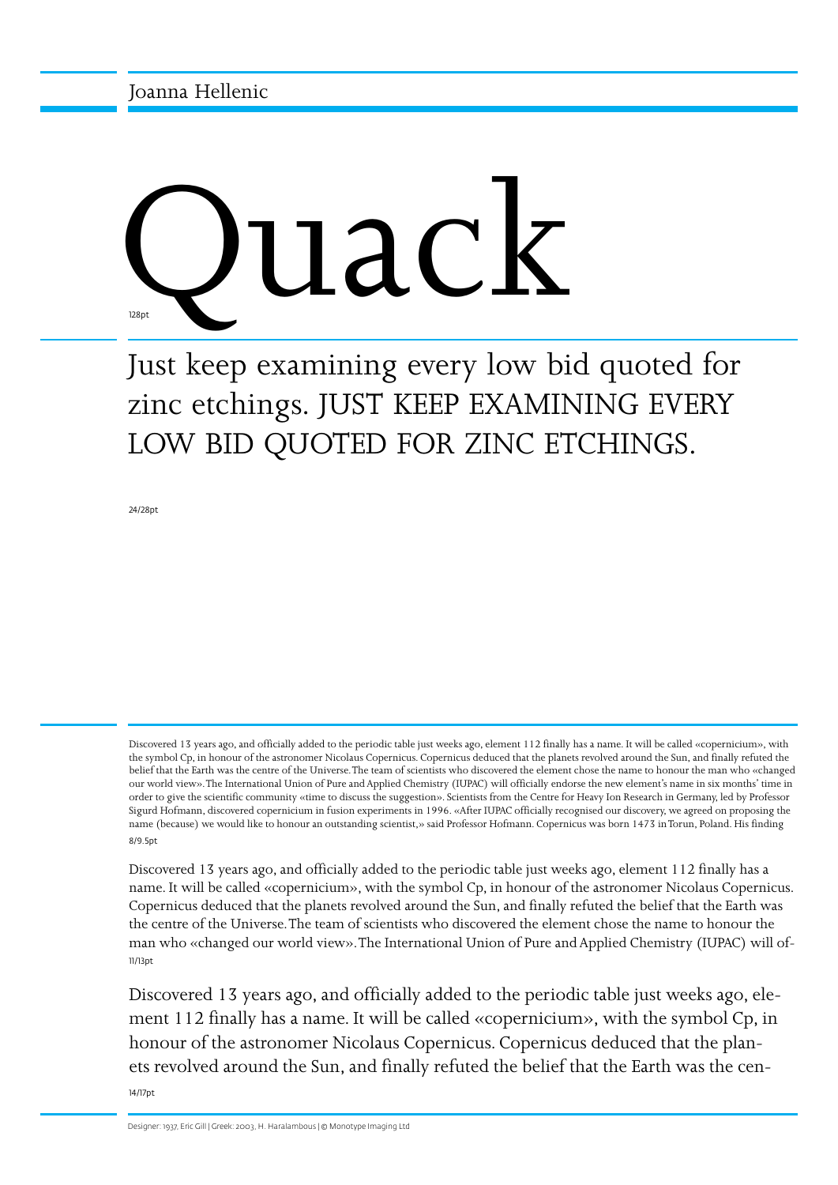# Joanna Hellenic

Quack

128pt

Just keep examining every low bid quoted for zinc etchings. JUST KEEP EXAMINING EVERY LOW BID QUOTED FOR ZINC ETCHINGS.

24/28pt

Discovered 13 years ago, and officially added to the periodic table just weeks ago, element 112 finally has a name. It will be called «copernicium», with the symbol Cp, in honour of the astronomer Nicolaus Copernicus. Copernicus deduced that the planets revolved around the Sun, and finally refuted the belief that the Earth was the centre of the Universe. The team of scientists who discovered the element chose the name to honour the man who «changed our world view». The International Union of Pure and Applied Chemistry (IUPAC) will officially endorse the new element's name in six months' time in order to give the scientific community «time to discuss the suggestion». Scientists from the Centre for Heavy Ion Research in Germany, led by Professor Sigurd Hofmann, discovered copernicium in fusion experiments in 1996. «After IUPAC officially recognised our discovery, we agreed on proposing the name (because) we would like to honour an outstanding scientist,» said Professor Hofmann. Copernicus was born 1473 in Torun, Poland. His finding

8/9.5pt

Discovered 13 years ago, and officially added to the periodic table just weeks ago, element 112 finally has a name. It will be called «copernicium», with the symbol Cp, in honour of the astronomer Nicolaus Copernicus. Copernicus deduced that the planets revolved around the Sun, and finally refuted the belief that the Earth was the centre of the Universe. The team of scientists who discovered the element chose the name to honour the man who «changed our world view». The International Union of Pure and Applied Chemistry (IUPAC) will of-

11/13pt

Discovered 13 years ago, and officially added to the periodic table just weeks ago, element 112 finally has a name. It will be called «copernicium», with the symbol Cp, in honour of the astronomer Nicolaus Copernicus. Copernicus deduced that the planets revolved around the Sun, and finally refuted the belief that the Earth was the cen-

14/17pt

Designer: 1937, Eric Gill | Greek: 2003, H. Haralambous | © Monotype Imaging Ltd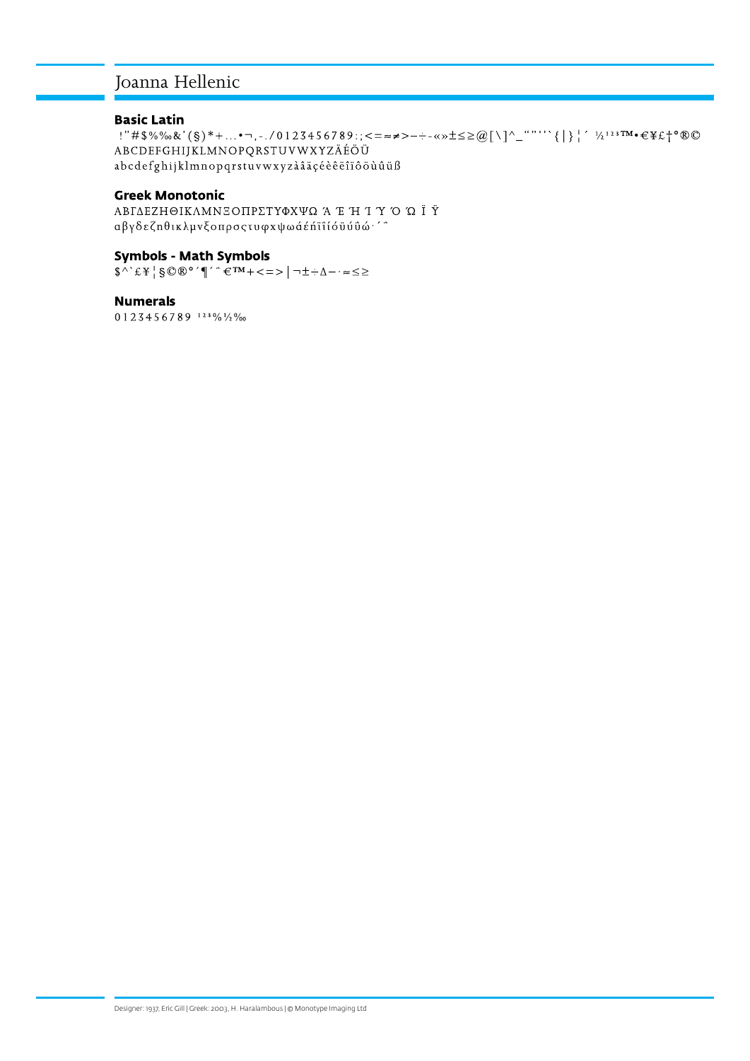# Joanna Hellenic

## Basic Latin

!"#$%‰&'(§)*+…•¬,-./0123456789:;<=≈≠>−÷-«»±≤≥@[\]^_""''`{|}¦´ ½¹²³™•€¥£†°®©
ABCDEFGHIJKLMNOPQRSTUVWXYZÄÉÖÜ
abcdefghijklmnopqrstuvwxyzàâäçéèêëîïôöùûüß

## Greek Monotonic

ΑΒΓΔΕΖΗΘΙΚΛΜΝΞΟΠΡΣΤΥΦΧΨΩ Ά Έ Ή Ί Ύ Ό Ώ Ϊ Ϋ
αβγδεζηθικλμνξοπρσςτυφχψωάέήϊΐίόϋύΰώ·´¨

## Symbols - Math Symbols

$^`£¥¦§©®°´¶´¨€™+<=>|¬±÷∆−·≈≤≥

## Numerals

0123456789 ¹²³%½‰

Designer: 1937, Eric Gill | Greek: 2003, H. Haralambous | © Monotype Imaging Ltd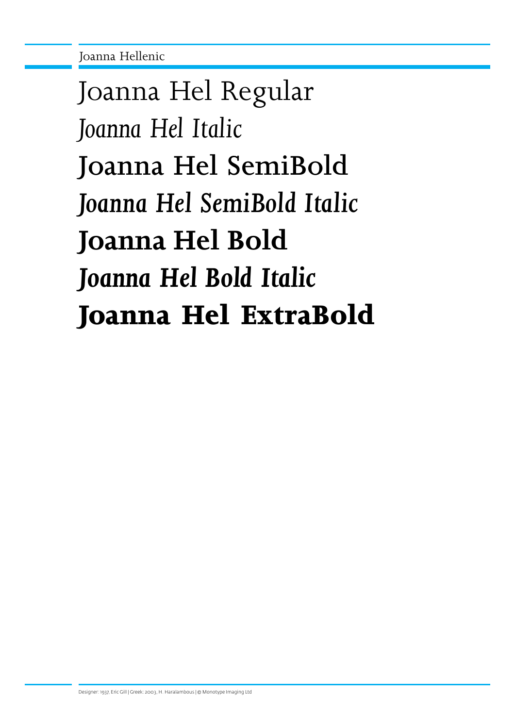Joanna Hellenic

Joanna Hel Regular

*Joanna Hel Italic*

**Joanna Hel SemiBold**

***Joanna Hel SemiBold Italic***

**Joanna Hel Bold**

***Joanna Hel Bold Italic***

**Joanna Hel ExtraBold**

Designer: 1937, Eric Gill | Greek: 2003, H. Haralambous | © Monotype Imaging Ltd